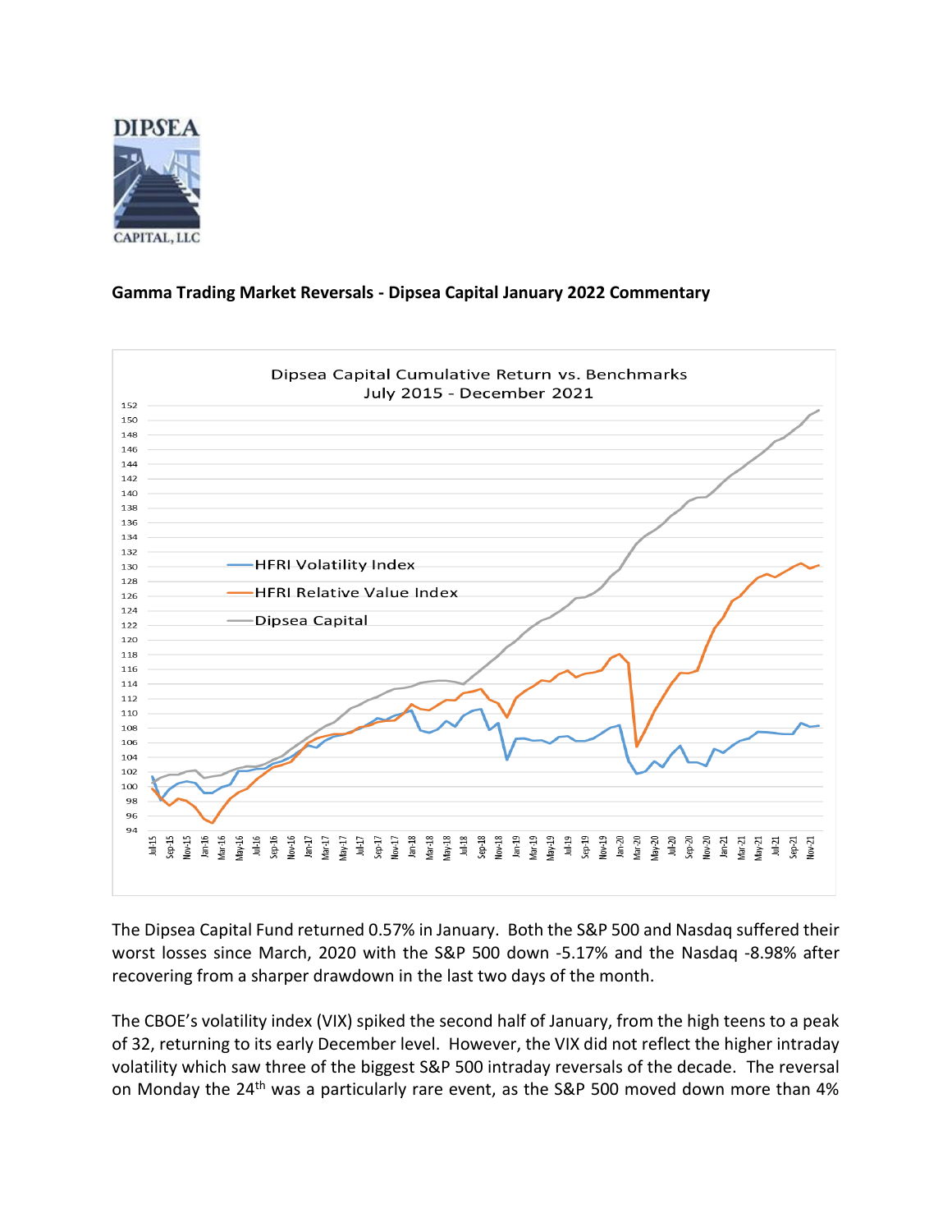DIPSEA CAPITAL, LLC

**Gamma Trading Market Reversals - Dipsea Capital January 2022 Commentary**

Dipsea Capital Cumulative Return vs. Benchmarks
July 2015 - December 2021

The Dipsea Capital Fund returned 0.57% in January. Both the S&P 500 and Nasdaq suffered their worst losses since March, 2020 with the S&P 500 down -5.17% and the Nasdaq -8.98% after recovering from a sharper drawdown in the last two days of the month.

The CBOE's volatility index (VIX) spiked the second half of January, from the high teens to a peak of 32, returning to its early December level. However, the VIX did not reflect the higher intraday volatility which saw three of the biggest S&P 500 intraday reversals of the decade. The reversal on Monday the 24th was a particularly rare event, as the S&P 500 moved down more than 4%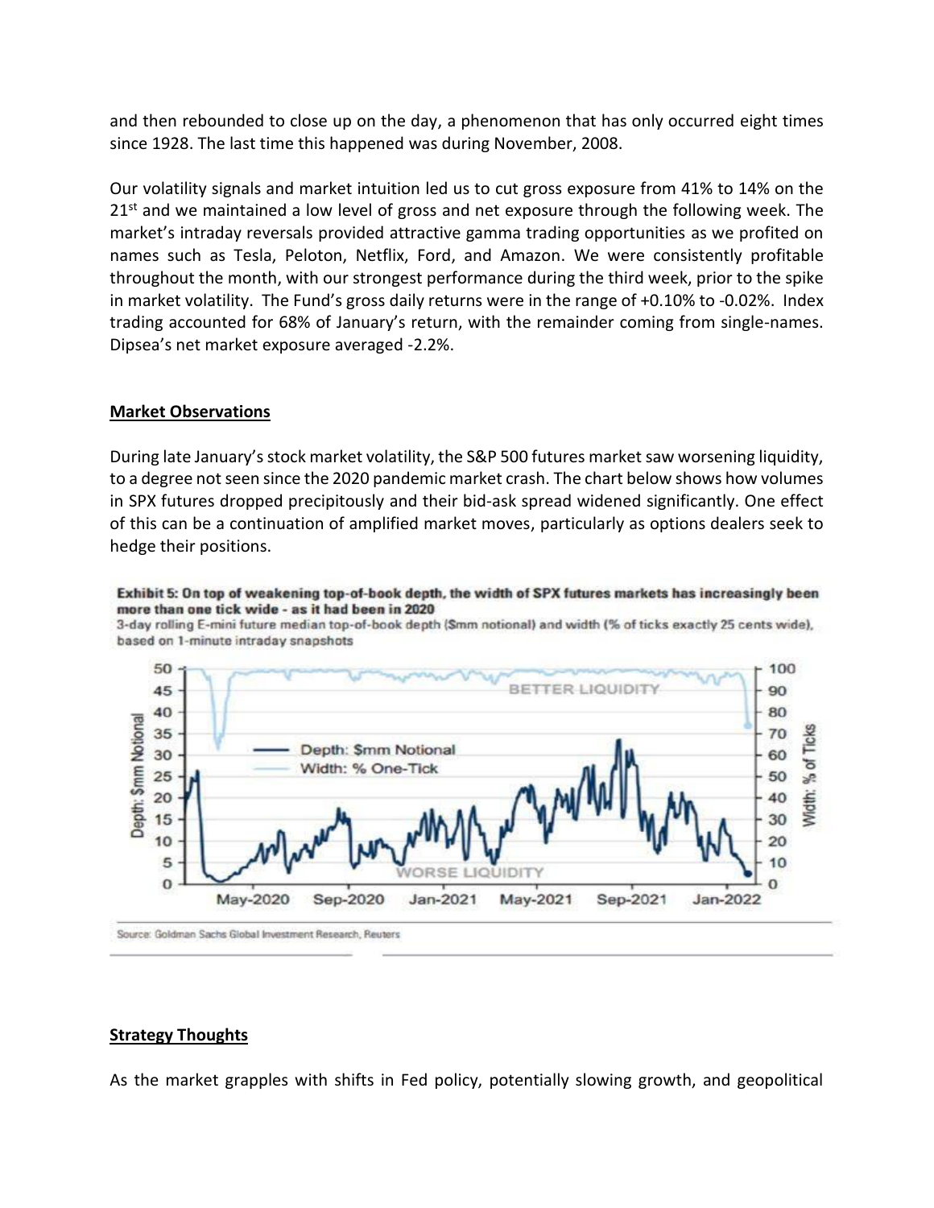and then rebounded to close up on the day, a phenomenon that has only occurred eight times since 1928. The last time this happened was during November, 2008.

Our volatility signals and market intuition led us to cut gross exposure from 41% to 14% on the 21st and we maintained a low level of gross and net exposure through the following week. The market's intraday reversals provided attractive gamma trading opportunities as we profited on names such as Tesla, Peloton, Netflix, Ford, and Amazon. We were consistently profitable throughout the month, with our strongest performance during the third week, prior to the spike in market volatility. The Fund's gross daily returns were in the range of +0.10% to -0.02%. Index trading accounted for 68% of January's return, with the remainder coming from single-names. Dipsea's net market exposure averaged -2.2%.

## Market Observations

During late January's stock market volatility, the S&P 500 futures market saw worsening liquidity, to a degree not seen since the 2020 pandemic market crash. The chart below shows how volumes in SPX futures dropped precipitously and their bid-ask spread widened significantly. One effect of this can be a continuation of amplified market moves, particularly as options dealers seek to hedge their positions.

**Exhibit 5: On top of weakening top-of-book depth, the width of SPX futures markets has increasingly been more than one tick wide - as it had been in 2020**

3-day rolling E-mini future median top-of-book depth ($mm notional) and width (% of ticks exactly 25 cents wide), based on 1-minute intraday snapshots

Source: Goldman Sachs Global Investment Research, Reuters

## Strategy Thoughts

As the market grapples with shifts in Fed policy, potentially slowing growth, and geopolitical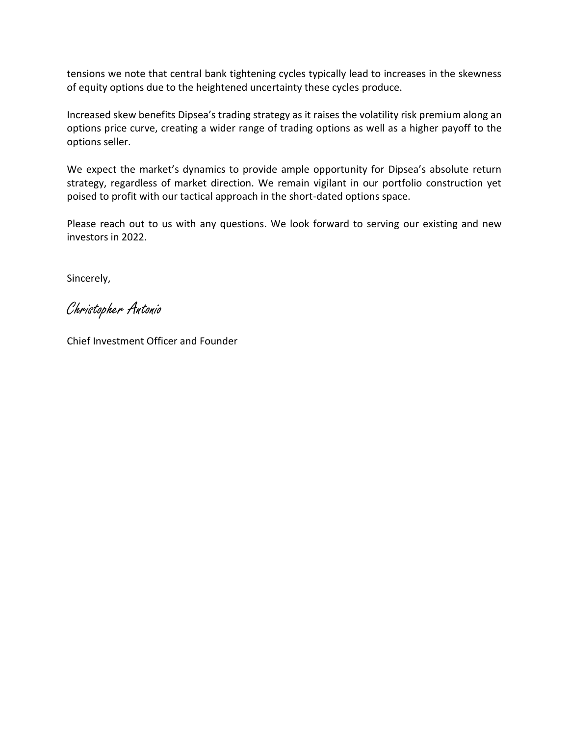tensions we note that central bank tightening cycles typically lead to increases in the skewness of equity options due to the heightened uncertainty these cycles produce.

Increased skew benefits Dipsea's trading strategy as it raises the volatility risk premium along an options price curve, creating a wider range of trading options as well as a higher payoff to the options seller.

We expect the market's dynamics to provide ample opportunity for Dipsea's absolute return strategy, regardless of market direction. We remain vigilant in our portfolio construction yet poised to profit with our tactical approach in the short-dated options space.

Please reach out to us with any questions. We look forward to serving our existing and new investors in 2022.

Sincerely,

*Christopher Antonio*

Chief Investment Officer and Founder